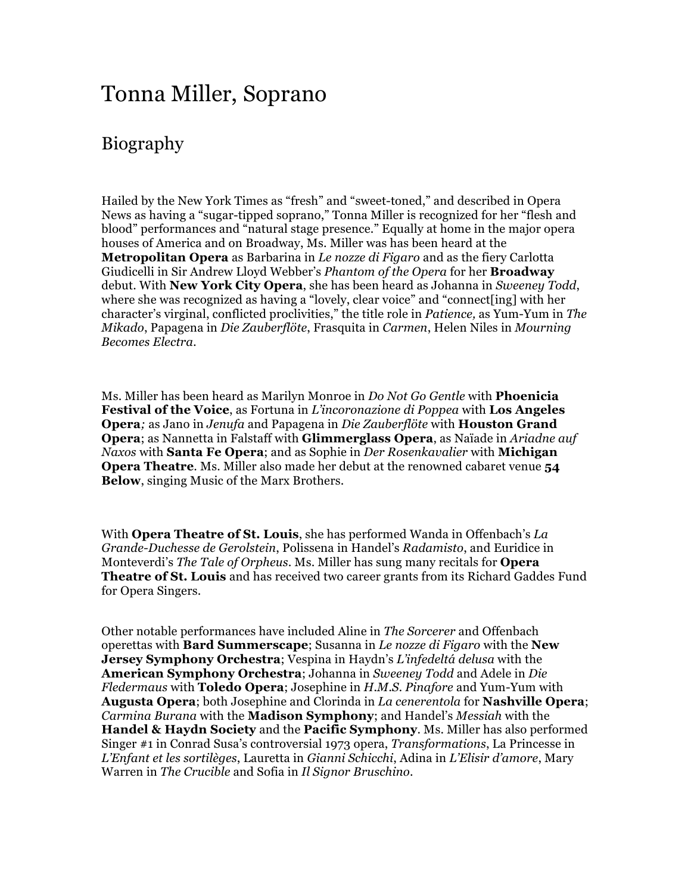# Tonna Miller, Soprano

## Biography

Hailed by the New York Times as “fresh” and “sweet-toned,” and described in Opera News as having a “sugar-tipped soprano,” Tonna Miller is recognized for her “flesh and blood” performances and “natural stage presence.” Equally at home in the major opera houses of America and on Broadway, Ms. Miller was has been heard at the **Metropolitan Opera** as Barbarina in *Le nozze di Figaro* and as the fiery Carlotta Giudicelli in Sir Andrew Lloyd Webber’s *Phantom of the Opera* for her **Broadway** debut. With **New York City Opera**, she has been heard as Johanna in *Sweeney Todd*, where she was recognized as having a “lovely, clear voice” and “connect[ing] with her character’s virginal, conflicted proclivities,” the title role in *Patience,* as Yum-Yum in *The Mikado*, Papagena in *Die Zauberflöte*, Frasquita in *Carmen*, Helen Niles in *Mourning Becomes Electra.*

Ms. Miller has been heard as Marilyn Monroe in *Do Not Go Gentle* with **Phoenicia Festival of the Voice**, as Fortuna in *L’incoronazione di Poppea* with **Los Angeles Opera***;* as Jano in *Jenufa* and Papagena in *Die Zauberflöte* with **Houston Grand Opera**; as Nannetta in Falstaff with **Glimmerglass Opera**, as Naïade in *Ariadne auf Naxos* with **Santa Fe Opera**; and as Sophie in *Der Rosenkavalier* with **Michigan Opera Theatre**. Ms. Miller also made her debut at the renowned cabaret venue **54 Below**, singing Music of the Marx Brothers.

With **Opera Theatre of St. Louis**, she has performed Wanda in Offenbach’s *La Grande-Duchesse de Gerolstein*, Polissena in Handel’s *Radamisto*, and Euridice in Monteverdi’s *The Tale of Orpheus*. Ms. Miller has sung many recitals for **Opera Theatre of St. Louis** and has received two career grants from its Richard Gaddes Fund for Opera Singers.

Other notable performances have included Aline in *The Sorcerer* and Offenbach operettas with **Bard Summerscape**; Susanna in *Le nozze di Figaro* with the **New Jersey Symphony Orchestra**; Vespina in Haydn’s *L’infedeltá delusa* with the **American Symphony Orchestra**; Johanna in *Sweeney Todd* and Adele in *Die Fledermaus* with **Toledo Opera**; Josephine in *H.M.S. Pinafore* and Yum-Yum with **Augusta Opera**; both Josephine and Clorinda in *La cenerentola* for **Nashville Opera**; *Carmina Burana* with the **Madison Symphony**; and Handel’s *Messiah* with the **Handel & Haydn Society** and the **Pacific Symphony**. Ms. Miller has also performed Singer #1 in Conrad Susa’s controversial 1973 opera, *Transformations*, La Princesse in *L’Enfant et les sortilèges*, Lauretta in *Gianni Schicchi*, Adina in *L’Elisir d’amore*, Mary Warren in *The Crucible* and Sofia in *Il Signor Bruschino*.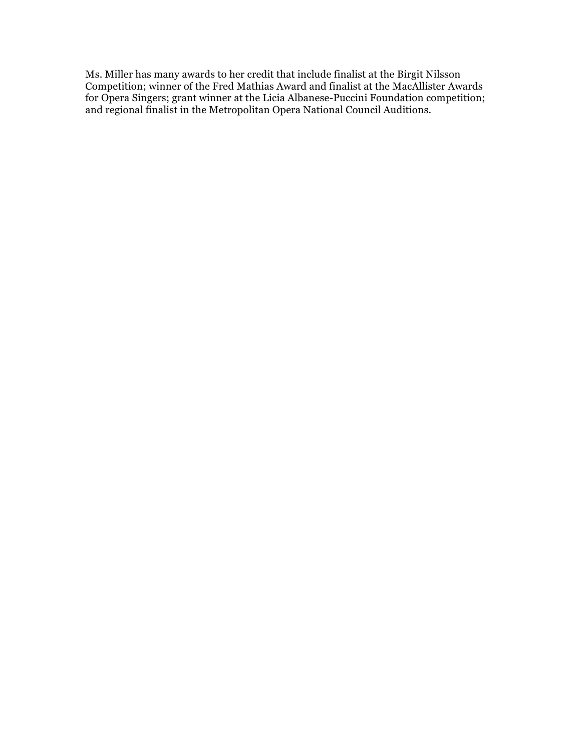Ms. Miller has many awards to her credit that include finalist at the Birgit Nilsson Competition; winner of the Fred Mathias Award and finalist at the MacAllister Awards for Opera Singers; grant winner at the Licia Albanese-Puccini Foundation competition; and regional finalist in the Metropolitan Opera National Council Auditions.